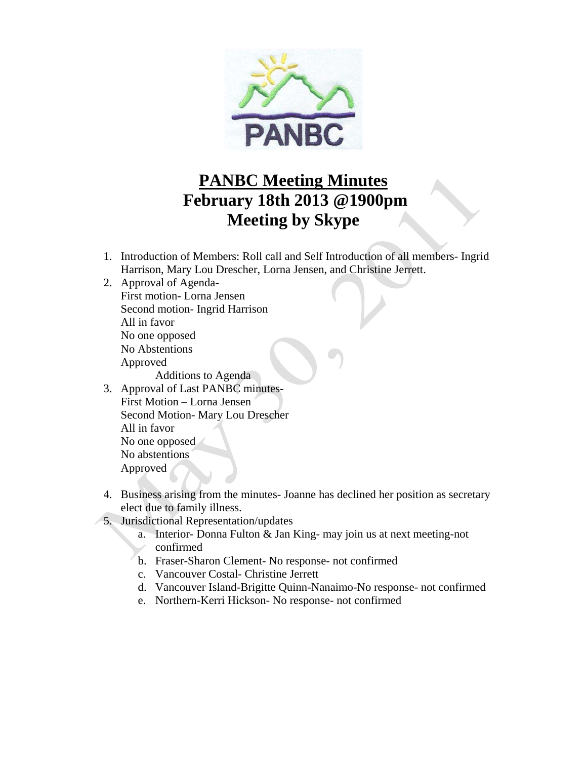# PANBC Meeting Minutes

## February 18th 2013 @1900pm

## Meeting by Skype

1. Introduction of Members: Roll call and Self Introduction of all members- Ingrid Harrison, Mary Lou Drescher, Lorna Jensen, and Christine Jerrett.
2. Approval of Agenda-
   First motion- Lorna Jensen
   Second motion- Ingrid Harrison
   All in favor
   No one opposed
   No Abstentions
   Approved
      Additions to Agenda
3. Approval of Last PANBC minutes-
   First Motion – Lorna Jensen
   Second Motion- Mary Lou Drescher
   All in favor
   No one opposed
   No abstentions
   Approved
4. Business arising from the minutes- Joanne has declined her position as secretary elect due to family illness.
5. Jurisdictional Representation/updates
   a. Interior- Donna Fulton & Jan King- may join us at next meeting-not confirmed
   b. Fraser-Sharon Clement- No response- not confirmed
   c. Vancouver Costal- Christine Jerrett
   d. Vancouver Island-Brigitte Quinn-Nanaimo-No response- not confirmed
   e. Northern-Kerri Hickson- No response- not confirmed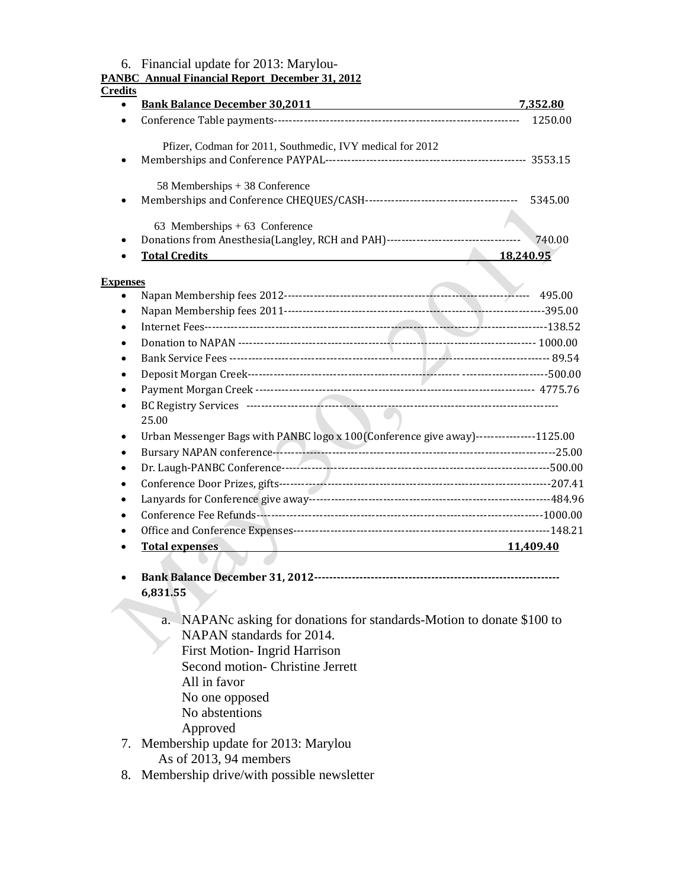6. Financial update for 2013: Marylou-

**PANBC Annual Financial Report December 31, 2012**

**Credits**

- **Bank Balance December 30,2011 7,352.80**
- Conference Table payments---------------------------------------------------------------- 1250.00

  Pfizer, Codman for 2011, Southmedic, IVY medical for 2012
- Memberships and Conference PAYPAL---------------------------------------------------- 3553.15

  58 Memberships + 38 Conference
- Memberships and Conference CHEQUES/CASH--------------------------------------- 5345.00

  63 Memberships + 63 Conference
- Donations from Anesthesia(Langley, RCH and PAH)----------------------------------- 740.00
- **Total Credits 18,240.95**

**Expenses**

- Napan Membership fees 2012---------------------------------------------------------------- 495.00
- Napan Membership fees 2011-----------------------------------------------------------------395.00
- Internet Fees---------------------------------------------------------------------------------------138.52
- Donation to NAPAN ----------------------------------------------------------------------------- 1000.00
- Bank Service Fees ------------------------------------------------------------------------------- 89.54
- Deposit Morgan Creek-------------------------------------------------------- ----------------------500.00
- Payment Morgan Creek ------------------------------------------------------------------------ 4775.76
- BC Registry Services ---------------------------------------------------------------------------------- 25.00
- Urban Messenger Bags with PANBC logo x 100(Conference give away)----------------1125.00
- Bursary NAPAN conference-------------------------------------------------------------------------25.00
- Dr. Laugh-PANBC Conference------------------------------------------------------------------500.00
- Conference Door Prizes, gifts--------------------------------------------------------------------207.41
- Lanyards for Conference give away--------------------------------------------------------------484.96
- Conference Fee Refunds-------------------------------------------------------------------------1000.00
- Office and Conference Expenses---------------------------------------------------------------148.21
- **Total expenses 11,409.40**
- **Bank Balance December 31, 2012--------------------------------------------------------------- 6,831.55**

  a. NAPANc asking for donations for standards-Motion to donate $100 to NAPAN standards for 2014.
     First Motion- Ingrid Harrison
     Second motion- Christine Jerrett
     All in favor
     No one opposed
     No abstentions
     Approved

7. Membership update for 2013: Marylou
   As of 2013, 94 members
8. Membership drive/with possible newsletter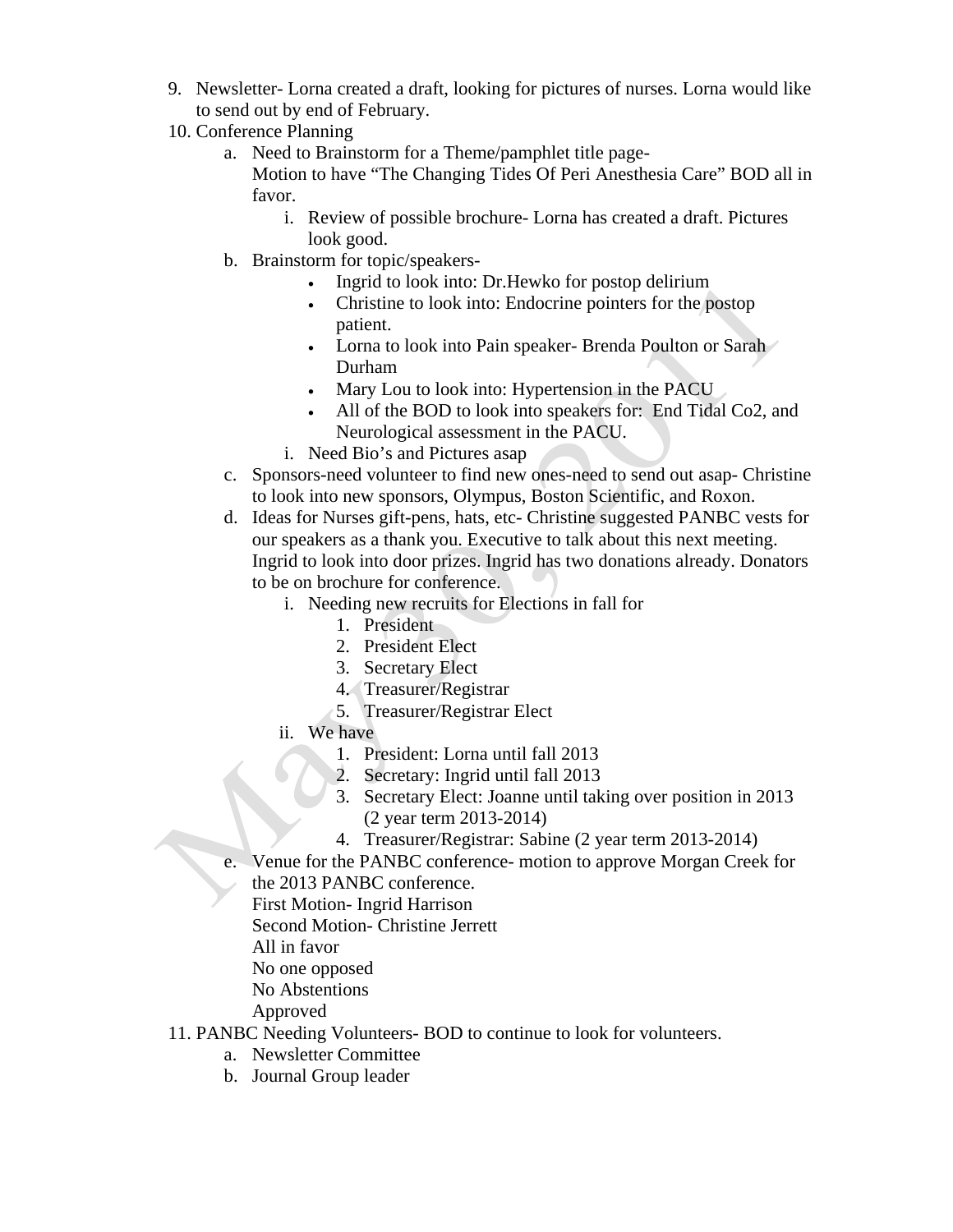9. Newsletter- Lorna created a draft, looking for pictures of nurses. Lorna would like to send out by end of February.
10. Conference Planning
    a. Need to Brainstorm for a Theme/pamphlet title page-
       Motion to have "The Changing Tides Of Peri Anesthesia Care" BOD all in favor.
       i. Review of possible brochure- Lorna has created a draft. Pictures look good.
    b. Brainstorm for topic/speakers-
       - Ingrid to look into: Dr.Hewko for postop delirium
       - Christine to look into: Endocrine pointers for the postop patient.
       - Lorna to look into Pain speaker- Brenda Poulton or Sarah Durham
       - Mary Lou to look into: Hypertension in the PACU
       - All of the BOD to look into speakers for: End Tidal Co2, and Neurological assessment in the PACU.

       i. Need Bio's and Pictures asap
    c. Sponsors-need volunteer to find new ones-need to send out asap- Christine to look into new sponsors, Olympus, Boston Scientific, and Roxon.
    d. Ideas for Nurses gift-pens, hats, etc- Christine suggested PANBC vests for our speakers as a thank you. Executive to talk about this next meeting. Ingrid to look into door prizes. Ingrid has two donations already. Donators to be on brochure for conference.
       i. Needing new recruits for Elections in fall for
          1. President
          2. President Elect
          3. Secretary Elect
          4. Treasurer/Registrar
          5. Treasurer/Registrar Elect
       ii. We have
          1. President: Lorna until fall 2013
          2. Secretary: Ingrid until fall 2013
          3. Secretary Elect: Joanne until taking over position in 2013 (2 year term 2013-2014)
          4. Treasurer/Registrar: Sabine (2 year term 2013-2014)
    e. Venue for the PANBC conference- motion to approve Morgan Creek for the 2013 PANBC conference.
       First Motion- Ingrid Harrison
       Second Motion- Christine Jerrett
       All in favor
       No one opposed
       No Abstentions
       Approved
11. PANBC Needing Volunteers- BOD to continue to look for volunteers.
    a. Newsletter Committee
    b. Journal Group leader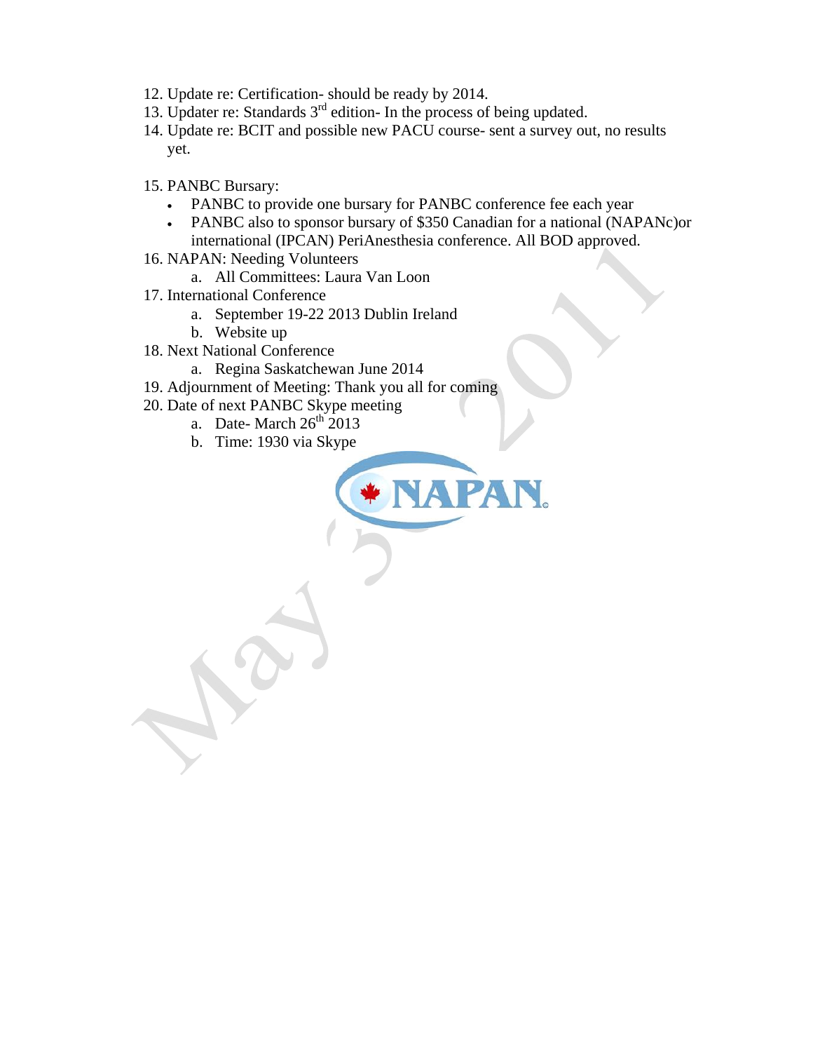12. Update re: Certification- should be ready by 2014.
13. Updater re: Standards 3rd edition- In the process of being updated.
14. Update re: BCIT and possible new PACU course- sent a survey out, no results yet.

15. PANBC Bursary:
    - PANBC to provide one bursary for PANBC conference fee each year
    - PANBC also to sponsor bursary of $350 Canadian for a national (NAPANc)or international (IPCAN) PeriAnesthesia conference. All BOD approved.
16. NAPAN: Needing Volunteers
    a. All Committees: Laura Van Loon
17. International Conference
    a. September 19-22 2013 Dublin Ireland
    b. Website up
18. Next National Conference
    a. Regina Saskatchewan June 2014
19. Adjournment of Meeting: Thank you all for coming
20. Date of next PANBC Skype meeting
    a. Date- March 26th 2013
    b. Time: 1930 via Skype